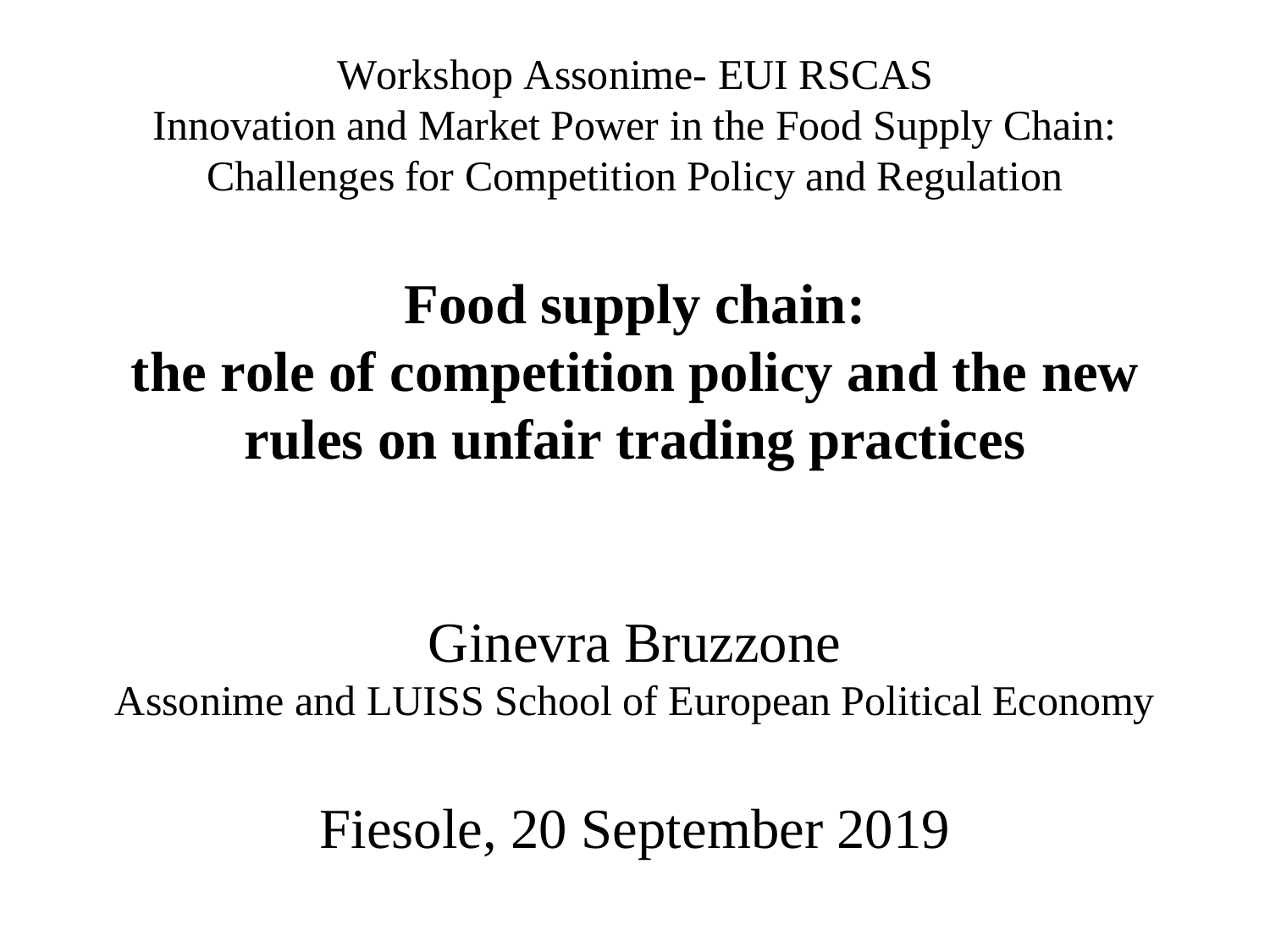Workshop Assonime- EUI RSCAS
Innovation and Market Power in the Food Supply Chain:
Challenges for Competition Policy and Regulation

# Food supply chain: the role of competition policy and the new rules on unfair trading practices

Ginevra Bruzzone
Assonime and LUISS School of European Political Economy

Fiesole, 20 September 2019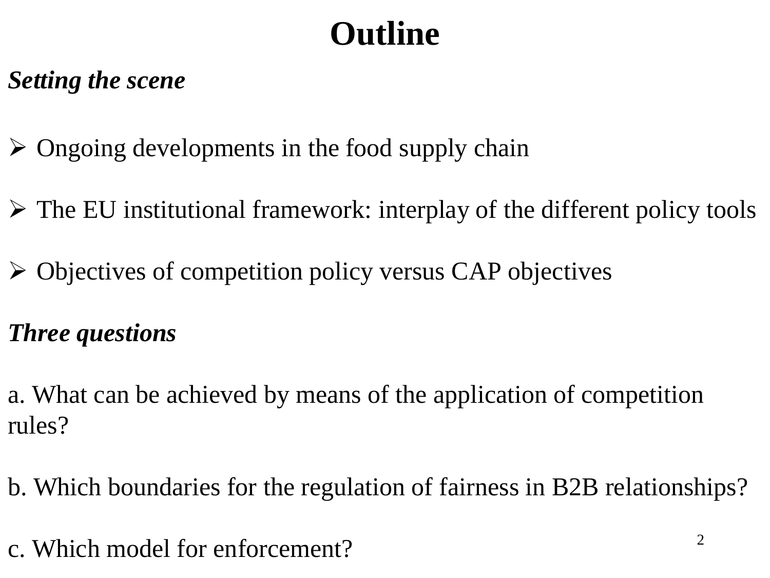# Outline

***Setting the scene***

- Ongoing developments in the food supply chain
- The EU institutional framework: interplay of the different policy tools
- Objectives of competition policy versus CAP objectives

***Three questions***

a. What can be achieved by means of the application of competition rules?

b. Which boundaries for the regulation of fairness in B2B relationships?

c. Which model for enforcement?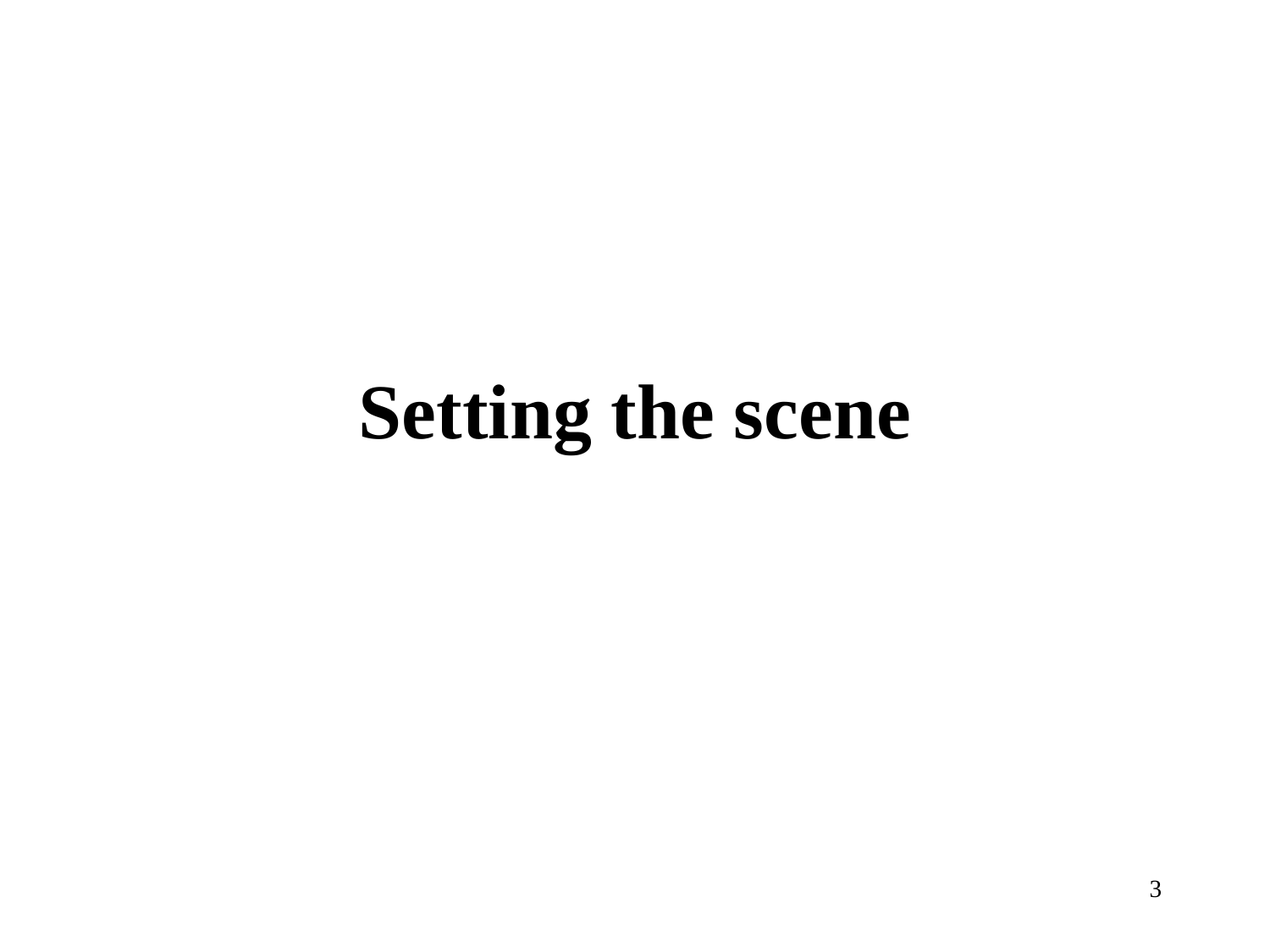# Setting the scene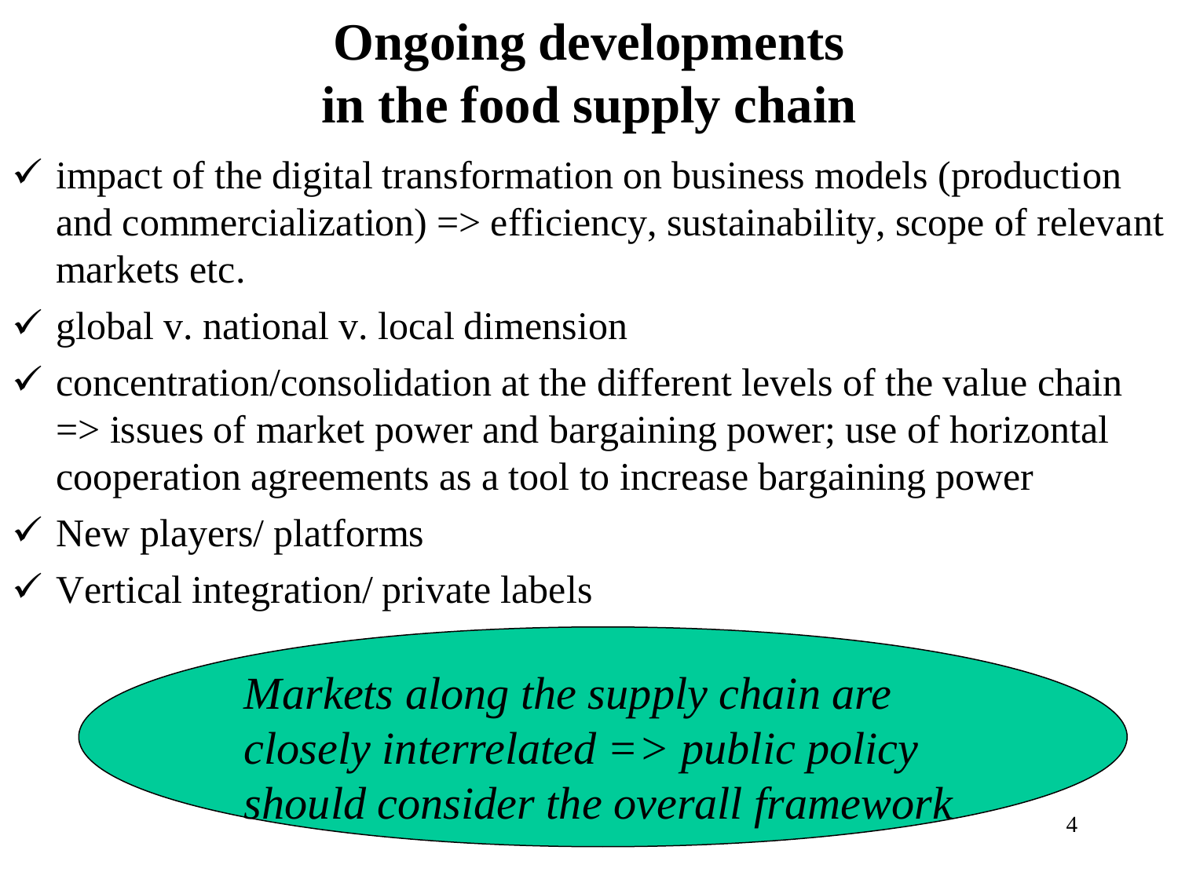# Ongoing developments in the food supply chain

- ✓ impact of the digital transformation on business models (production and commercialization) => efficiency, sustainability, scope of relevant markets etc.
- ✓ global v. national v. local dimension
- ✓ concentration/consolidation at the different levels of the value chain => issues of market power and bargaining power; use of horizontal cooperation agreements as a tool to increase bargaining power
- ✓ New players/ platforms
- ✓ Vertical integration/ private labels

*Markets along the supply chain are closely interrelated => public policy should consider the overall framework*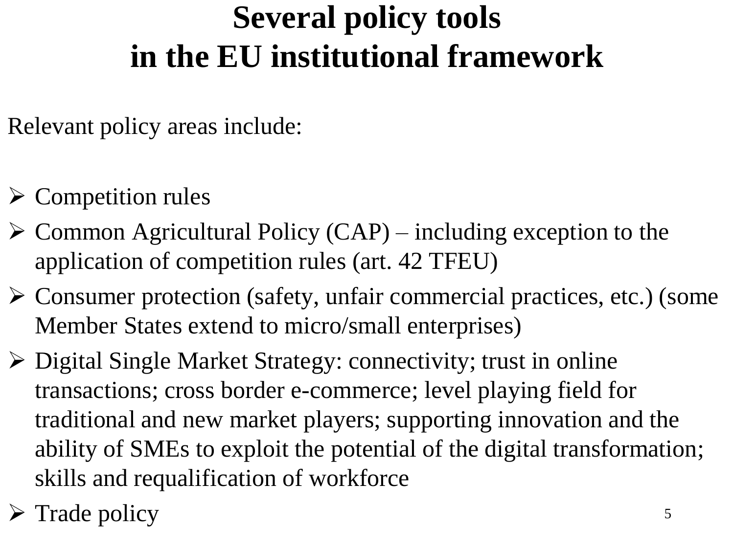# Several policy tools in the EU institutional framework

Relevant policy areas include:

- Competition rules
- Common Agricultural Policy (CAP) – including exception to the application of competition rules (art. 42 TFEU)
- Consumer protection (safety, unfair commercial practices, etc.) (some Member States extend to micro/small enterprises)
- Digital Single Market Strategy: connectivity; trust in online transactions; cross border e-commerce; level playing field for traditional and new market players; supporting innovation and the ability of SMEs to exploit the potential of the digital transformation; skills and requalification of workforce
- Trade policy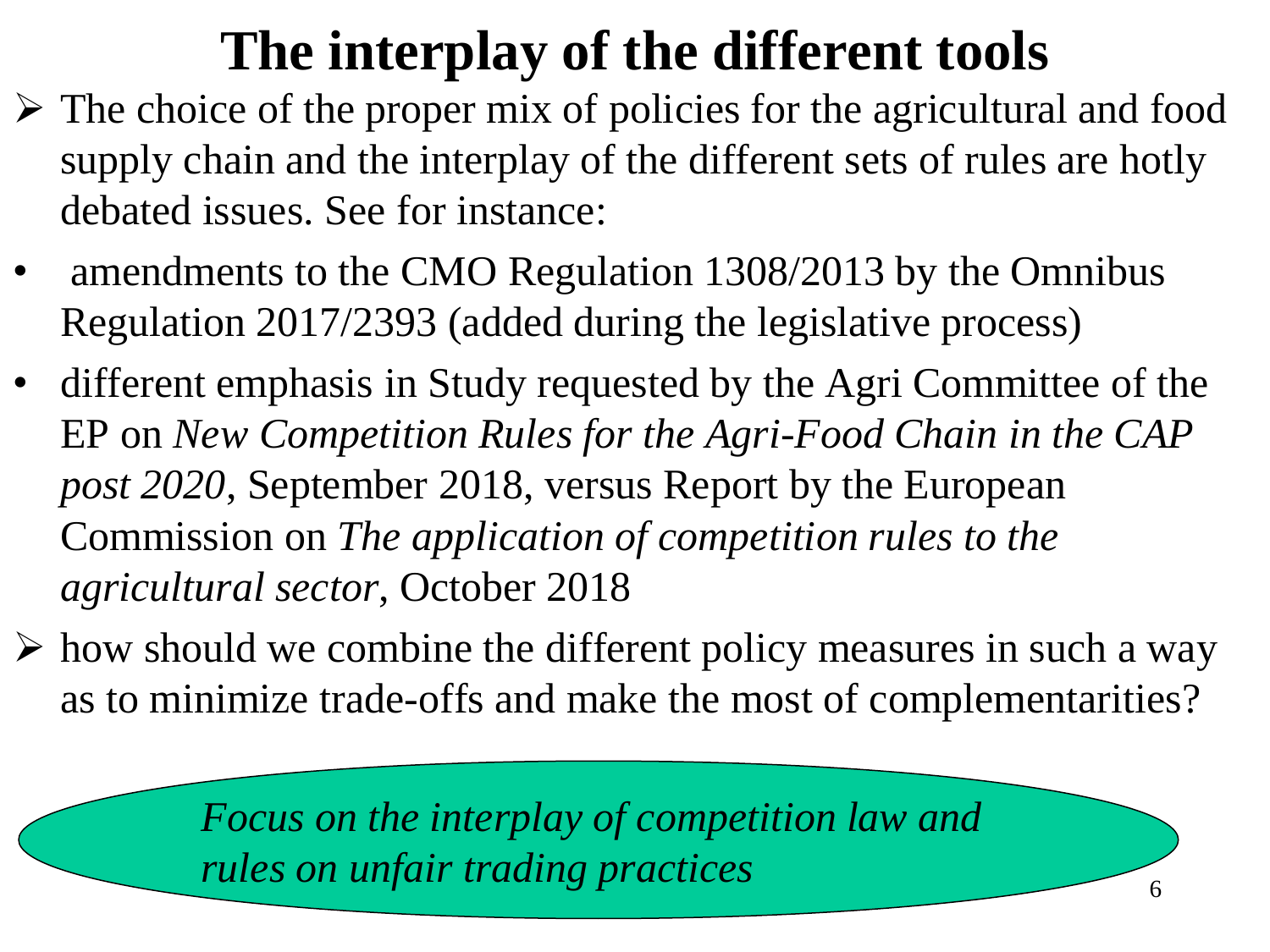# The interplay of the different tools

- The choice of the proper mix of policies for the agricultural and food supply chain and the interplay of the different sets of rules are hotly debated issues. See for instance:

- amendments to the CMO Regulation 1308/2013 by the Omnibus Regulation 2017/2393 (added during the legislative process)
- different emphasis in Study requested by the Agri Committee of the EP on *New Competition Rules for the Agri-Food Chain in the CAP post 2020*, September 2018, versus Report by the European Commission on *The application of competition rules to the agricultural sector*, October 2018

- how should we combine the different policy measures in such a way as to minimize trade-offs and make the most of complementarities?

*Focus on the interplay of competition law and rules on unfair trading practices*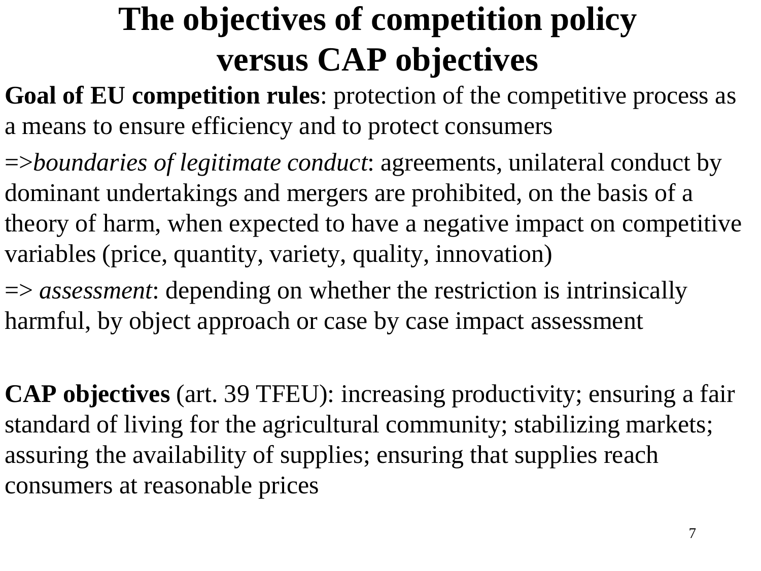# The objectives of competition policy versus CAP objectives

**Goal of EU competition rules**: protection of the competitive process as a means to ensure efficiency and to protect consumers

=>*boundaries of legitimate conduct*: agreements, unilateral conduct by dominant undertakings and mergers are prohibited, on the basis of a theory of harm, when expected to have a negative impact on competitive variables (price, quantity, variety, quality, innovation)

=> *assessment*: depending on whether the restriction is intrinsically harmful, by object approach or case by case impact assessment

**CAP objectives** (art. 39 TFEU): increasing productivity; ensuring a fair standard of living for the agricultural community; stabilizing markets; assuring the availability of supplies; ensuring that supplies reach consumers at reasonable prices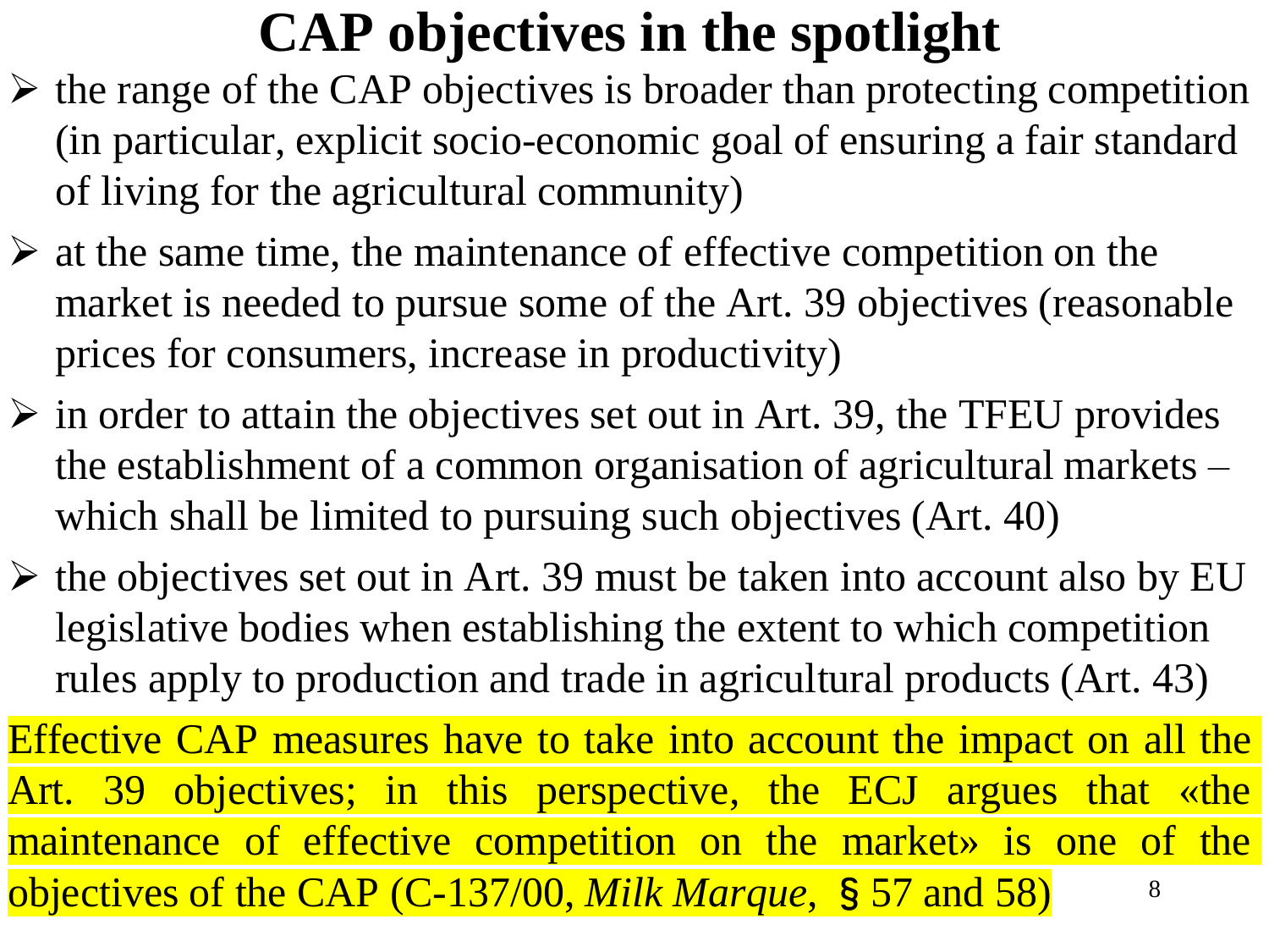# CAP objectives in the spotlight

- the range of the CAP objectives is broader than protecting competition (in particular, explicit socio-economic goal of ensuring a fair standard of living for the agricultural community)
- at the same time, the maintenance of effective competition on the market is needed to pursue some of the Art. 39 objectives (reasonable prices for consumers, increase in productivity)
- in order to attain the objectives set out in Art. 39, the TFEU provides the establishment of a common organisation of agricultural markets – which shall be limited to pursuing such objectives (Art. 40)
- the objectives set out in Art. 39 must be taken into account also by EU legislative bodies when establishing the extent to which competition rules apply to production and trade in agricultural products (Art. 43)

Effective CAP measures have to take into account the impact on all the Art. 39 objectives; in this perspective, the ECJ argues that «the maintenance of effective competition on the market» is one of the objectives of the CAP (C-137/00, *Milk Marque*, § 57 and 58)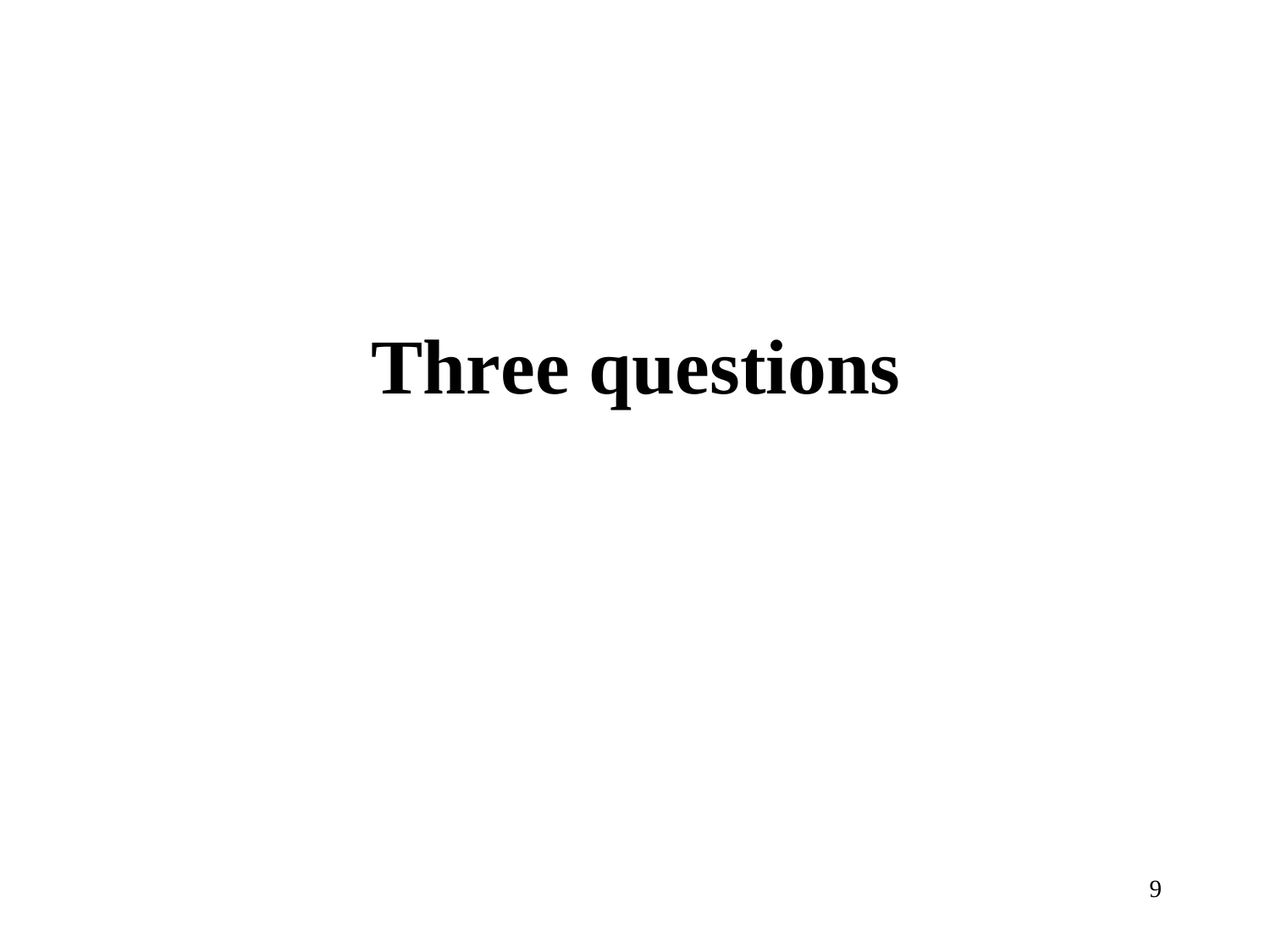# Three questions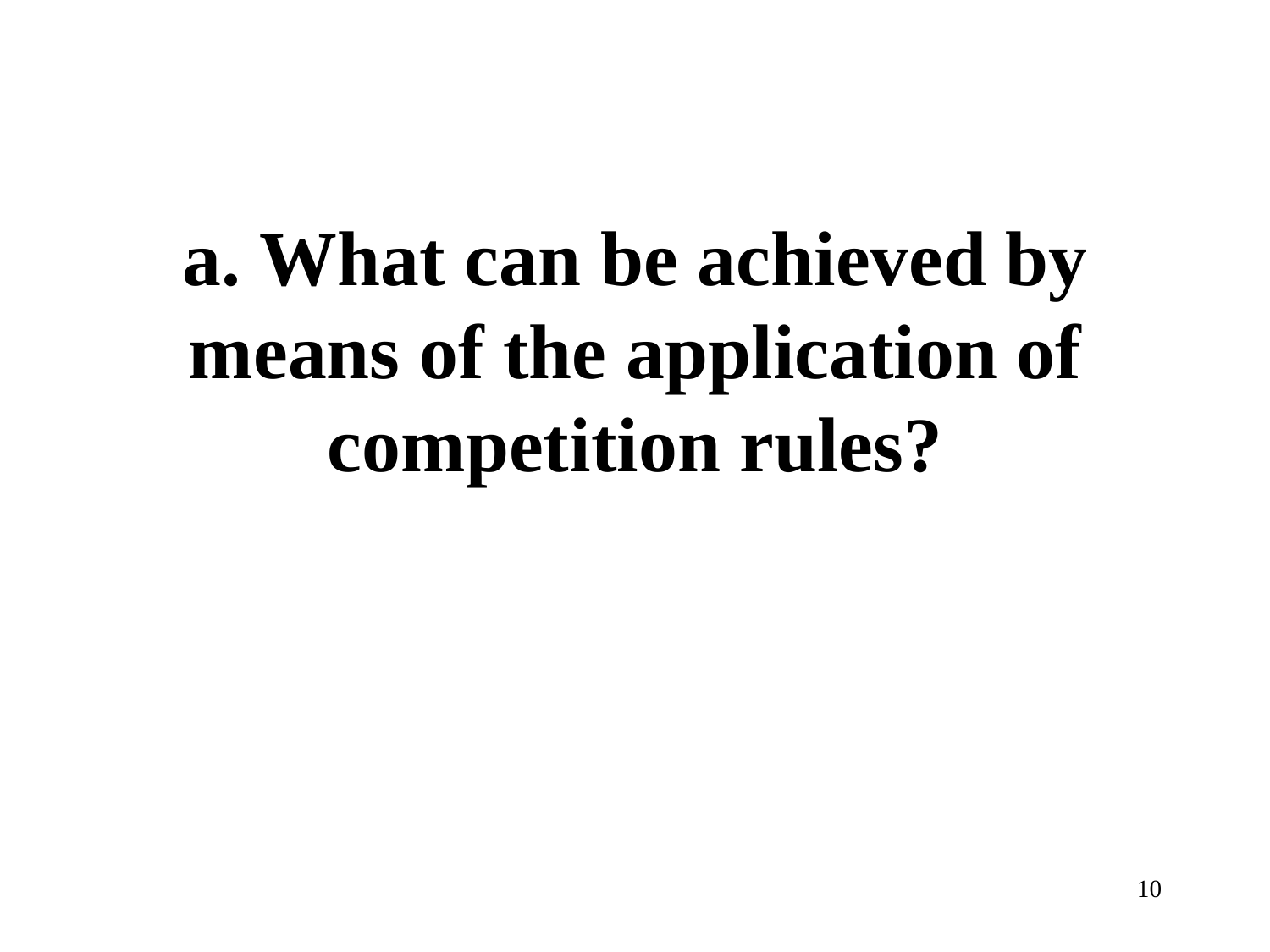# a. What can be achieved by means of the application of competition rules?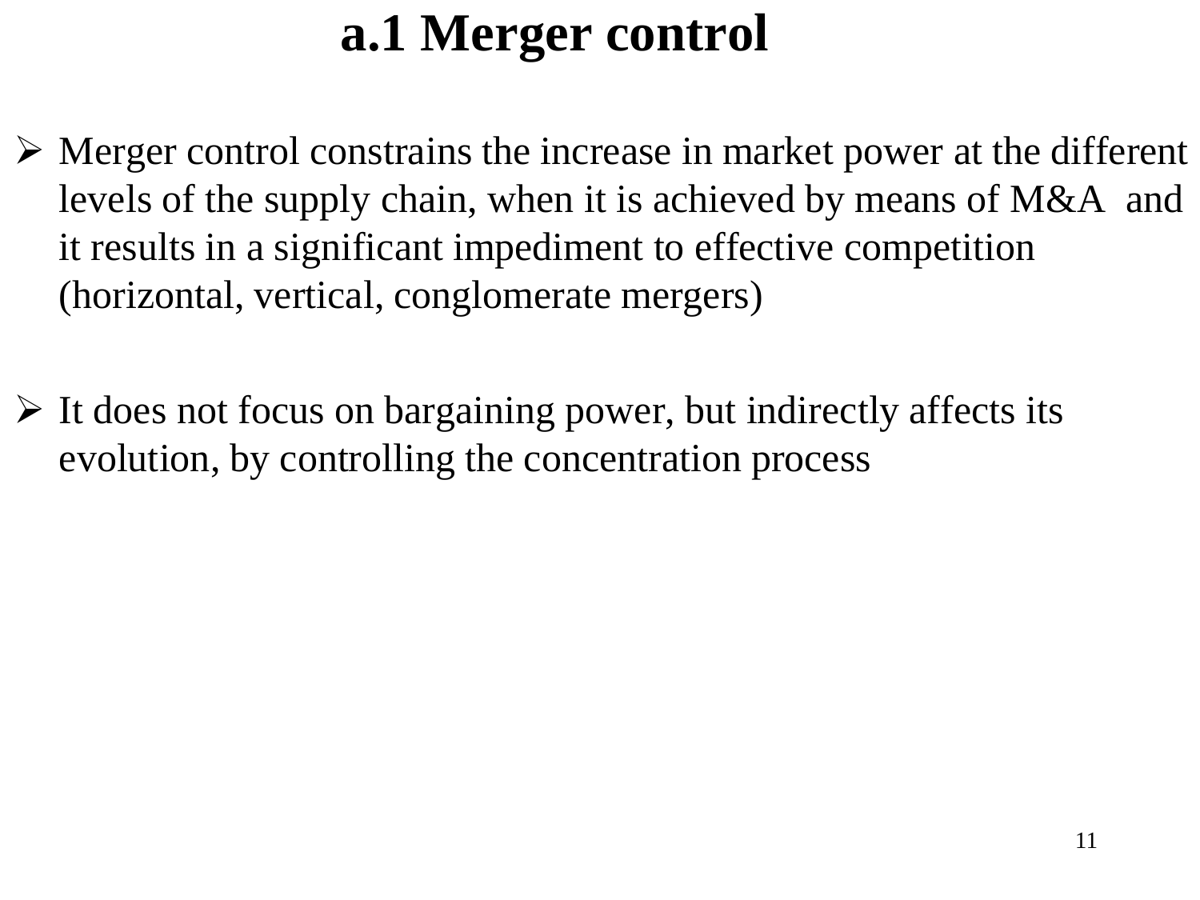# a.1 Merger control

- Merger control constrains the increase in market power at the different levels of the supply chain, when it is achieved by means of M&A and it results in a significant impediment to effective competition (horizontal, vertical, conglomerate mergers)

- It does not focus on bargaining power, but indirectly affects its evolution, by controlling the concentration process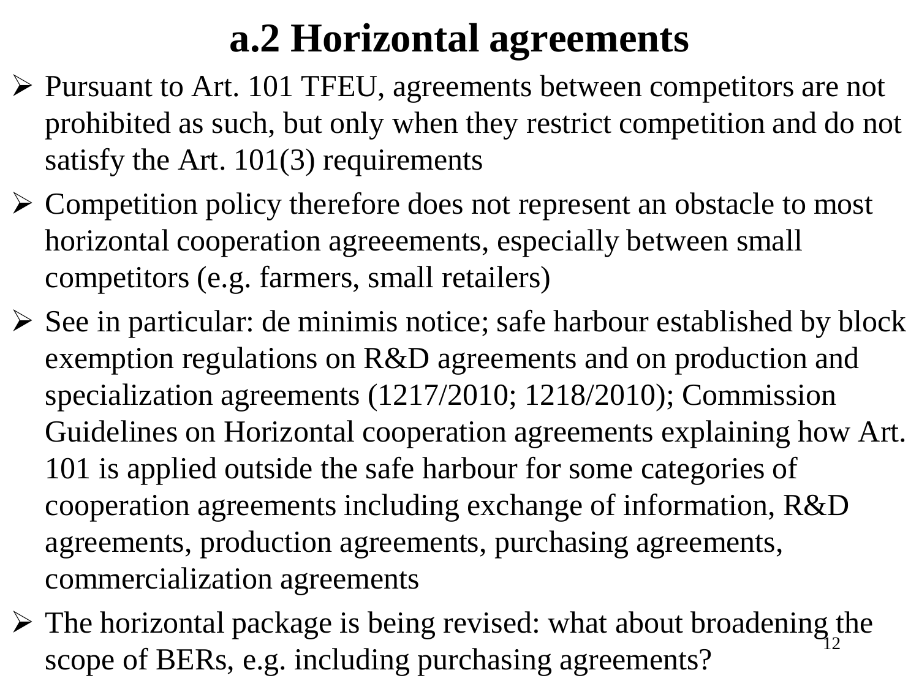# a.2 Horizontal agreements

- Pursuant to Art. 101 TFEU, agreements between competitors are not prohibited as such, but only when they restrict competition and do not satisfy the Art. 101(3) requirements
- Competition policy therefore does not represent an obstacle to most horizontal cooperation agreeements, especially between small competitors (e.g. farmers, small retailers)
- See in particular: de minimis notice; safe harbour established by block exemption regulations on R&D agreements and on production and specialization agreements (1217/2010; 1218/2010); Commission Guidelines on Horizontal cooperation agreements explaining how Art. 101 is applied outside the safe harbour for some categories of cooperation agreements including exchange of information, R&D agreements, production agreements, purchasing agreements, commercialization agreements
- The horizontal package is being revised: what about broadening the scope of BERs, e.g. including purchasing agreements?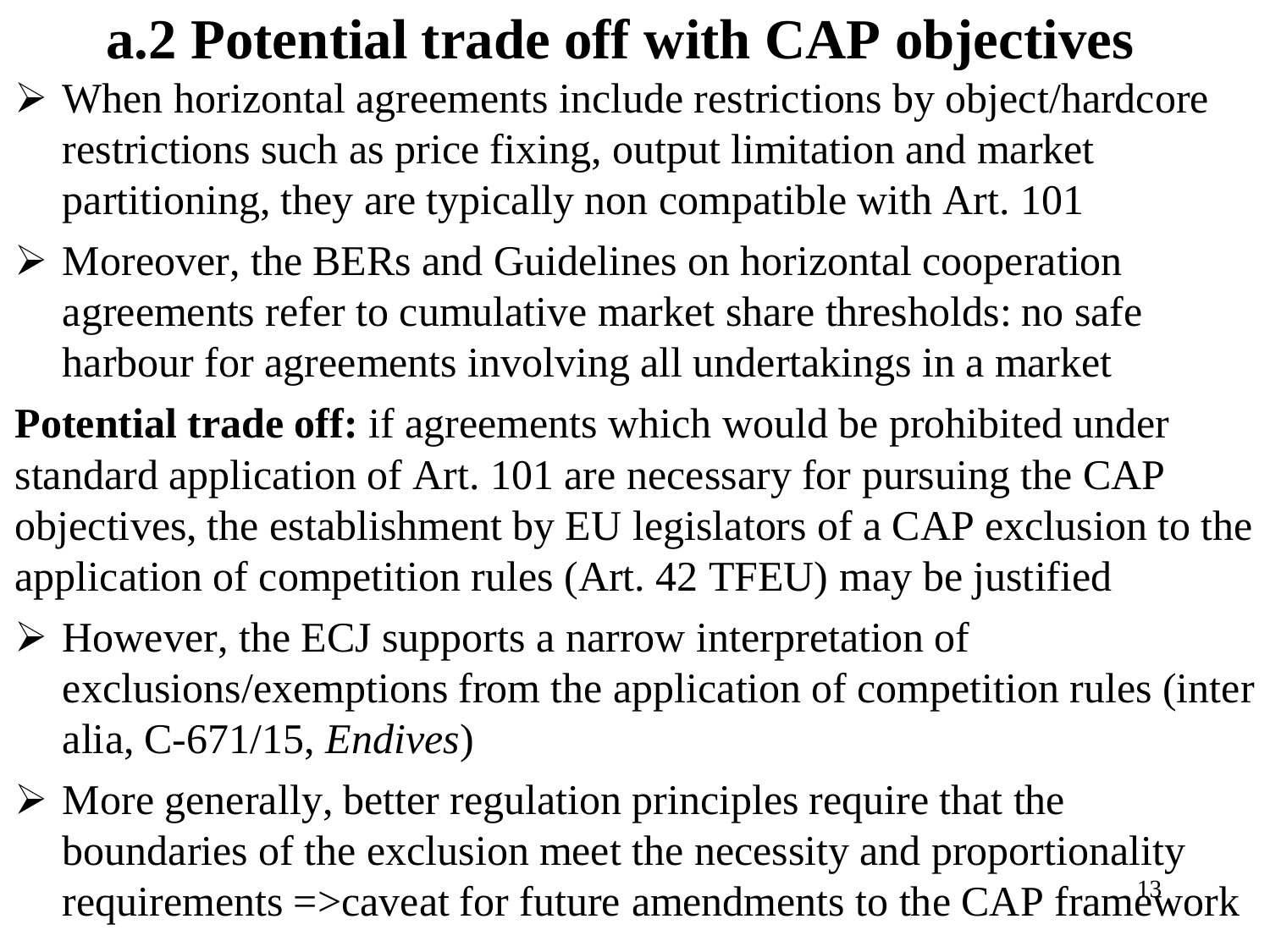# a.2 Potential trade off with CAP objectives

- When horizontal agreements include restrictions by object/hardcore restrictions such as price fixing, output limitation and market partitioning, they are typically non compatible with Art. 101
- Moreover, the BERs and Guidelines on horizontal cooperation agreements refer to cumulative market share thresholds: no safe harbour for agreements involving all undertakings in a market

**Potential trade off:** if agreements which would be prohibited under standard application of Art. 101 are necessary for pursuing the CAP objectives, the establishment by EU legislators of a CAP exclusion to the application of competition rules (Art. 42 TFEU) may be justified

- However, the ECJ supports a narrow interpretation of exclusions/exemptions from the application of competition rules (inter alia, C-671/15, *Endives*)
- More generally, better regulation principles require that the boundaries of the exclusion meet the necessity and proportionality requirements =>caveat for future amendments to the CAP framework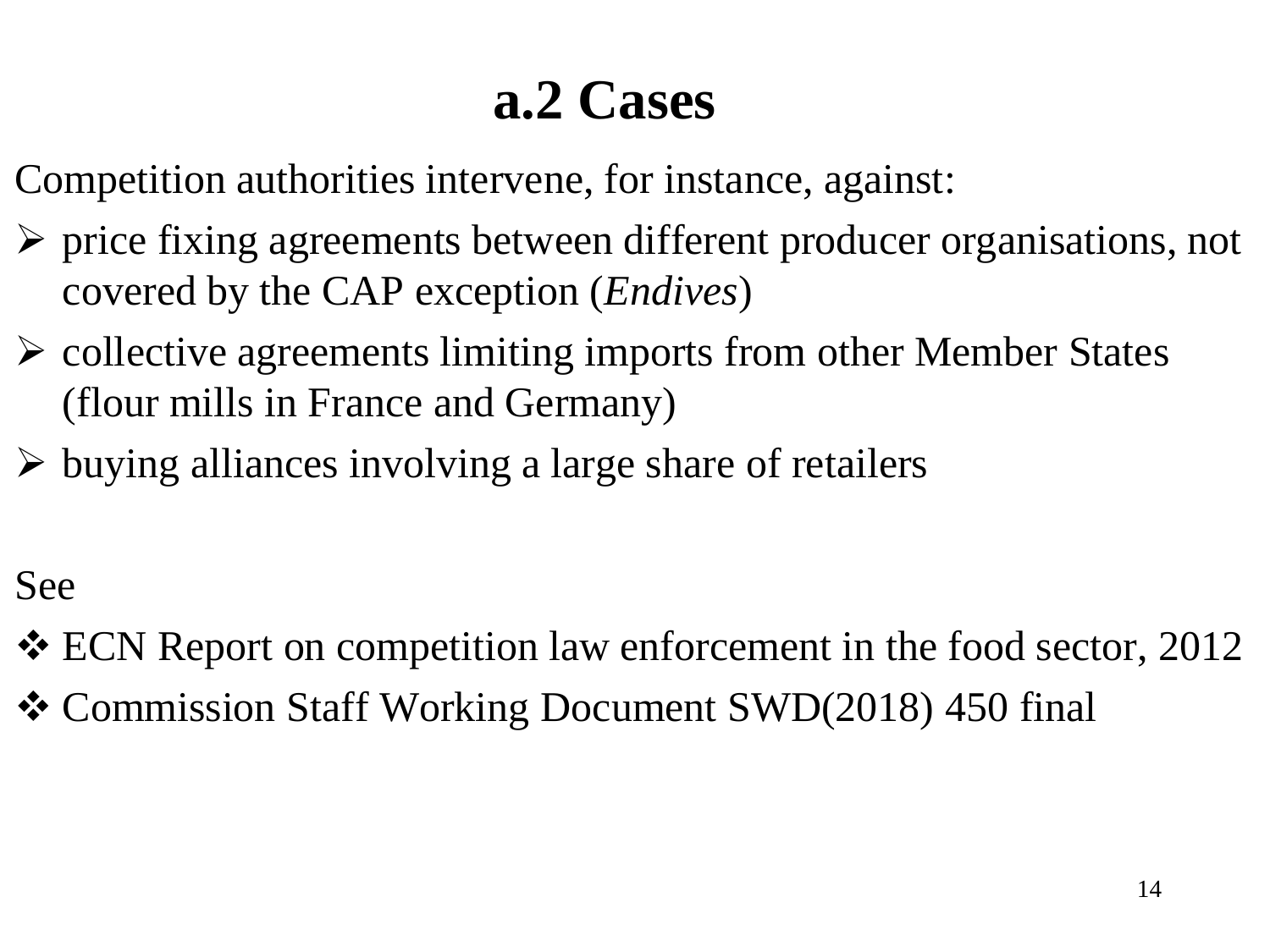# a.2 Cases

Competition authorities intervene, for instance, against:

- price fixing agreements between different producer organisations, not covered by the CAP exception (*Endives*)
- collective agreements limiting imports from other Member States (flour mills in France and Germany)
- buying alliances involving a large share of retailers

See

- ECN Report on competition law enforcement in the food sector, 2012
- Commission Staff Working Document SWD(2018) 450 final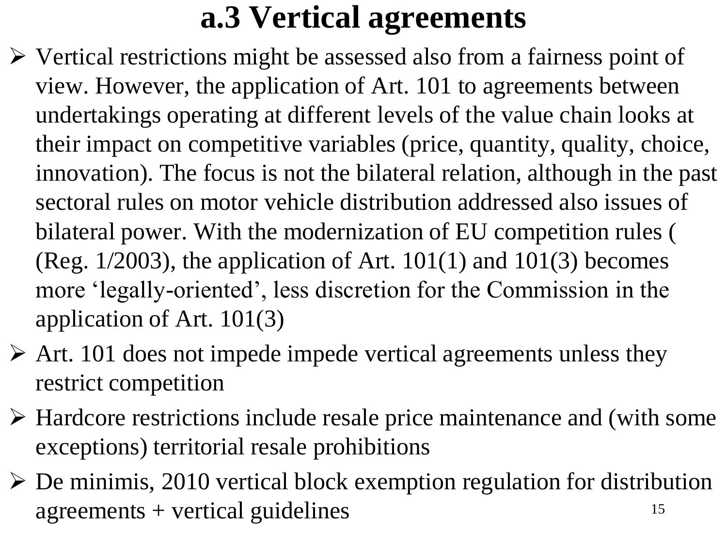# a.3 Vertical agreements

- Vertical restrictions might be assessed also from a fairness point of view. However, the application of Art. 101 to agreements between undertakings operating at different levels of the value chain looks at their impact on competitive variables (price, quantity, quality, choice, innovation). The focus is not the bilateral relation, although in the past sectoral rules on motor vehicle distribution addressed also issues of bilateral power. With the modernization of EU competition rules ( (Reg. 1/2003), the application of Art. 101(1) and 101(3) becomes more 'legally-oriented', less discretion for the Commission in the application of Art. 101(3)
- Art. 101 does not impede impede vertical agreements unless they restrict competition
- Hardcore restrictions include resale price maintenance and (with some exceptions) territorial resale prohibitions
- De minimis, 2010 vertical block exemption regulation for distribution agreements + vertical guidelines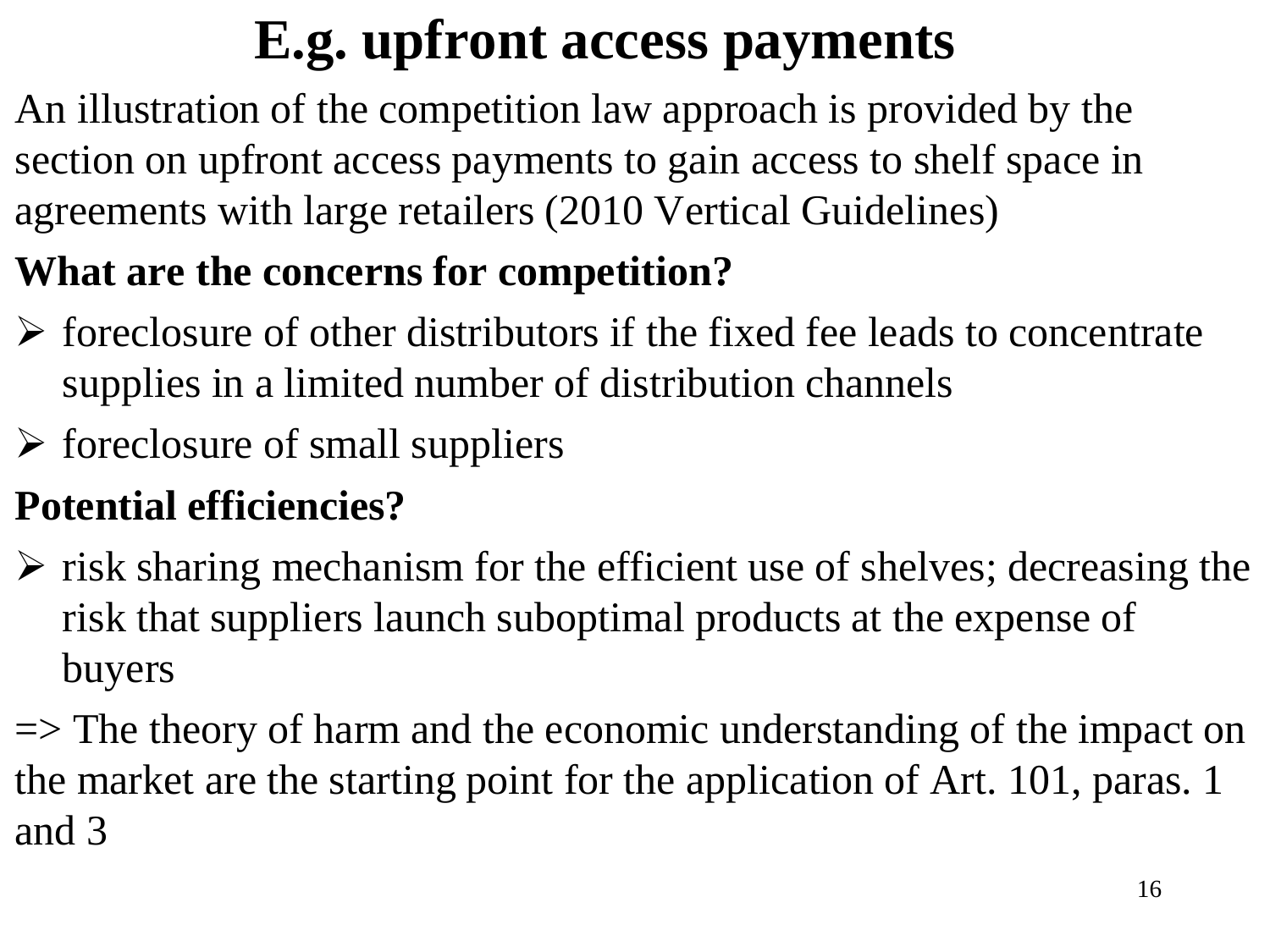# E.g. upfront access payments

An illustration of the competition law approach is provided by the section on upfront access payments to gain access to shelf space in agreements with large retailers (2010 Vertical Guidelines)

**What are the concerns for competition?**

- foreclosure of other distributors if the fixed fee leads to concentrate supplies in a limited number of distribution channels
- foreclosure of small suppliers

**Potential efficiencies?**

- risk sharing mechanism for the efficient use of shelves; decreasing the risk that suppliers launch suboptimal products at the expense of buyers

=> The theory of harm and the economic understanding of the impact on the market are the starting point for the application of Art. 101, paras. 1 and 3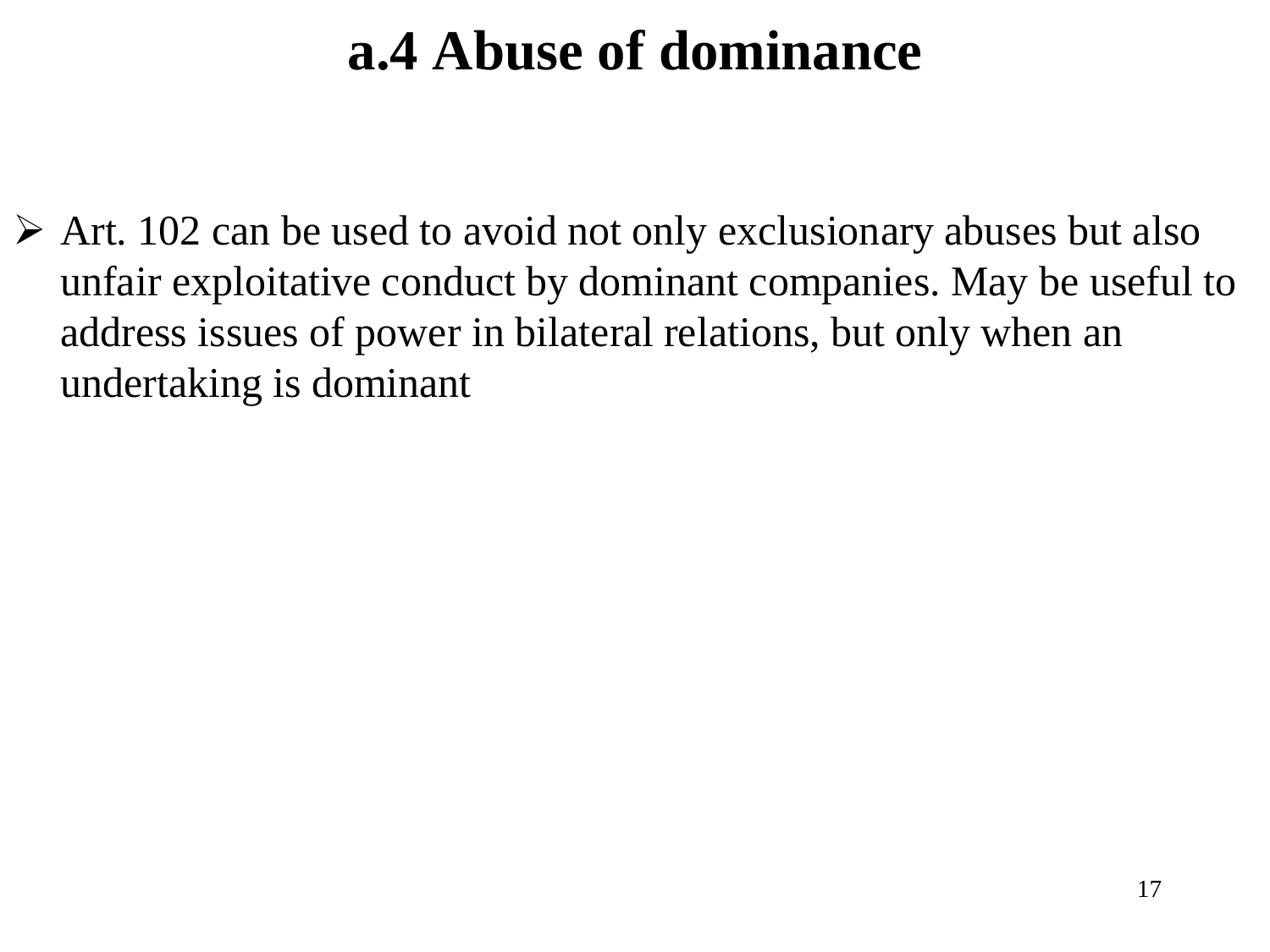# a.4 Abuse of dominance

- Art. 102 can be used to avoid not only exclusionary abuses but also unfair exploitative conduct by dominant companies. May be useful to address issues of power in bilateral relations, but only when an undertaking is dominant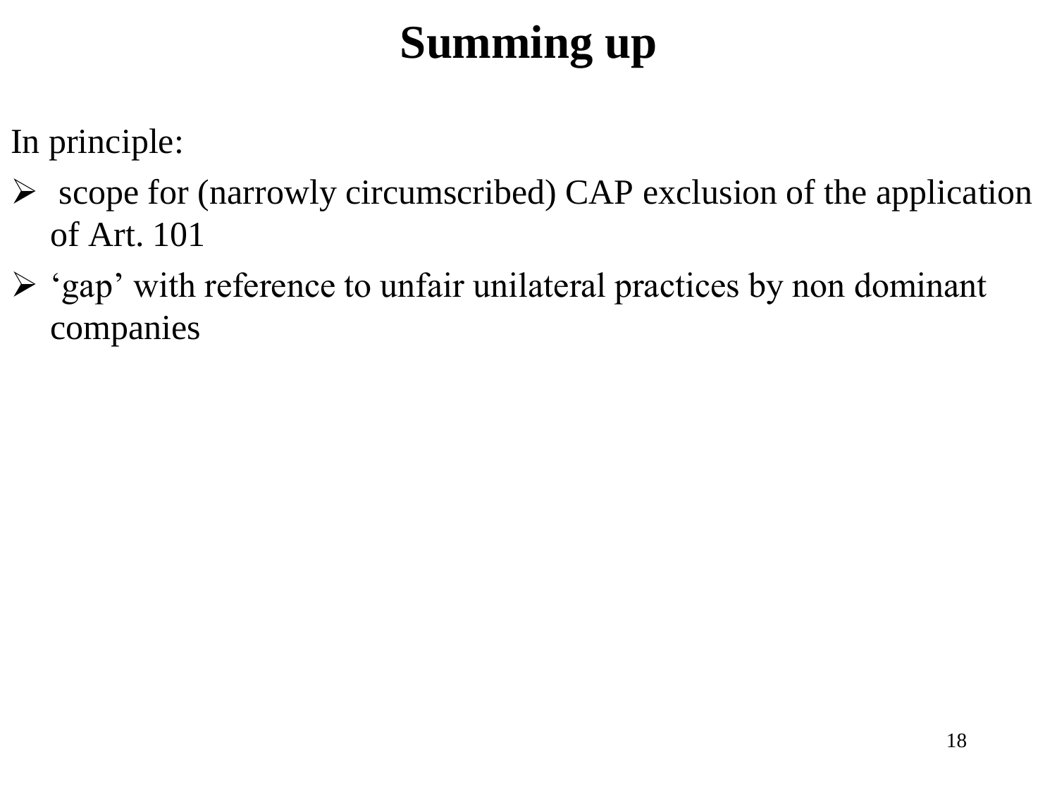# Summing up

In principle:

- scope for (narrowly circumscribed) CAP exclusion of the application of Art. 101
- ‘gap’ with reference to unfair unilateral practices by non dominant companies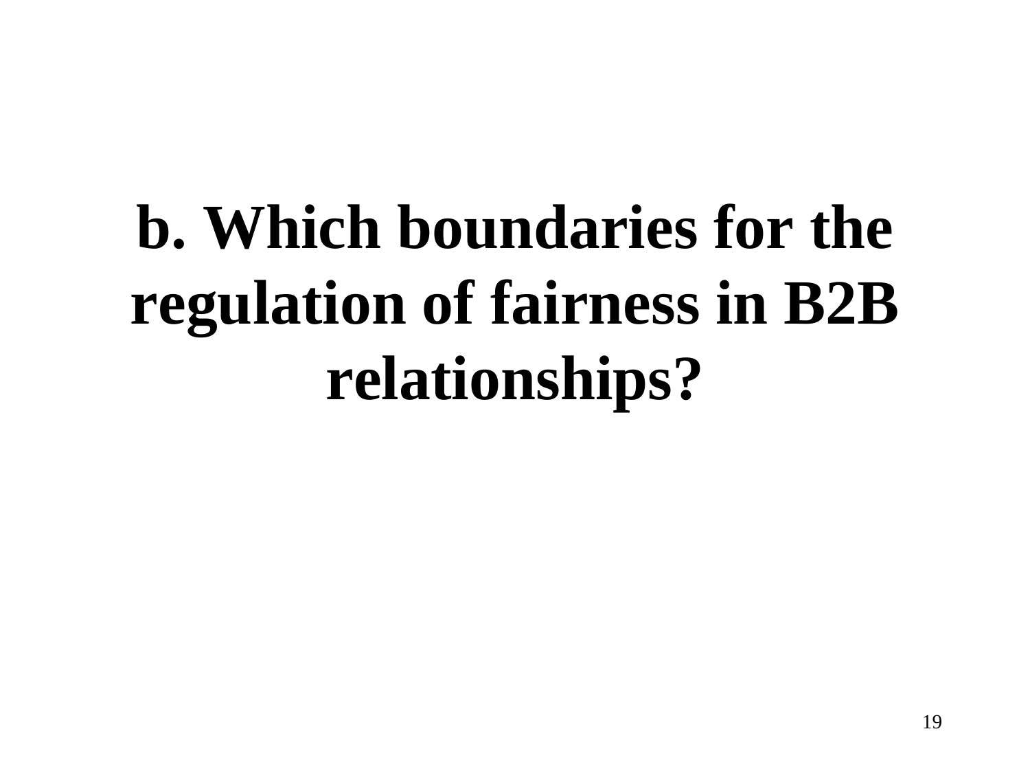# b. Which boundaries for the regulation of fairness in B2B relationships?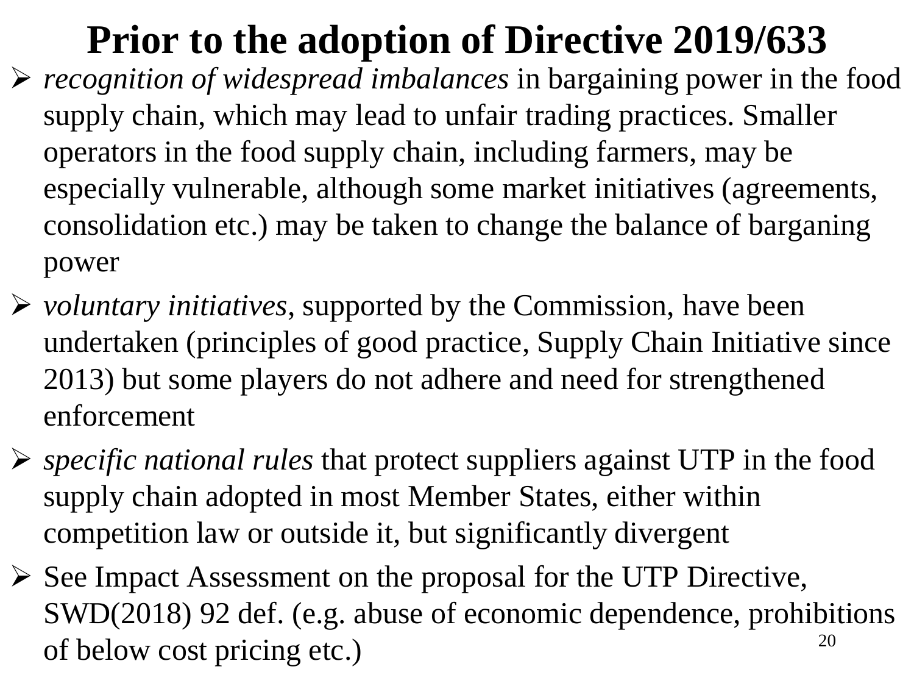# Prior to the adoption of Directive 2019/633

- *recognition of widespread imbalances* in bargaining power in the food supply chain, which may lead to unfair trading practices. Smaller operators in the food supply chain, including farmers, may be especially vulnerable, although some market initiatives (agreements, consolidation etc.) may be taken to change the balance of barganing power
- *voluntary initiatives*, supported by the Commission, have been undertaken (principles of good practice, Supply Chain Initiative since 2013) but some players do not adhere and need for strengthened enforcement
- *specific national rules* that protect suppliers against UTP in the food supply chain adopted in most Member States, either within competition law or outside it, but significantly divergent
- See Impact Assessment on the proposal for the UTP Directive, SWD(2018) 92 def. (e.g. abuse of economic dependence, prohibitions of below cost pricing etc.)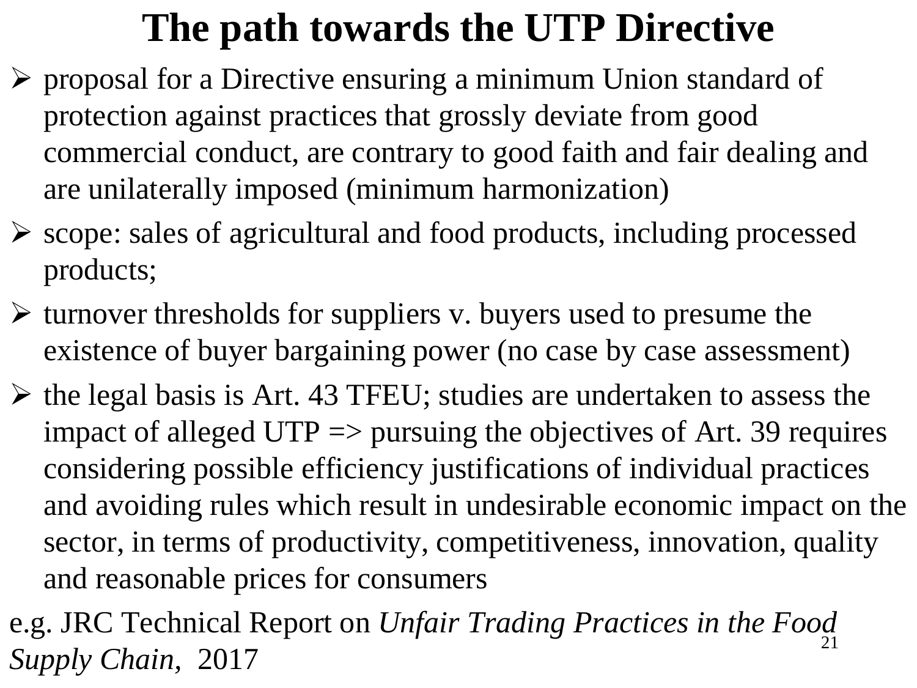# The path towards the UTP Directive

- proposal for a Directive ensuring a minimum Union standard of protection against practices that grossly deviate from good commercial conduct, are contrary to good faith and fair dealing and are unilaterally imposed (minimum harmonization)
- scope: sales of agricultural and food products, including processed products;
- turnover thresholds for suppliers v. buyers used to presume the existence of buyer bargaining power (no case by case assessment)
- the legal basis is Art. 43 TFEU; studies are undertaken to assess the impact of alleged UTP => pursuing the objectives of Art. 39 requires considering possible efficiency justifications of individual practices and avoiding rules which result in undesirable economic impact on the sector, in terms of productivity, competitiveness, innovation, quality and reasonable prices for consumers

e.g. JRC Technical Report on *Unfair Trading Practices in the Food Supply Chain*, 2017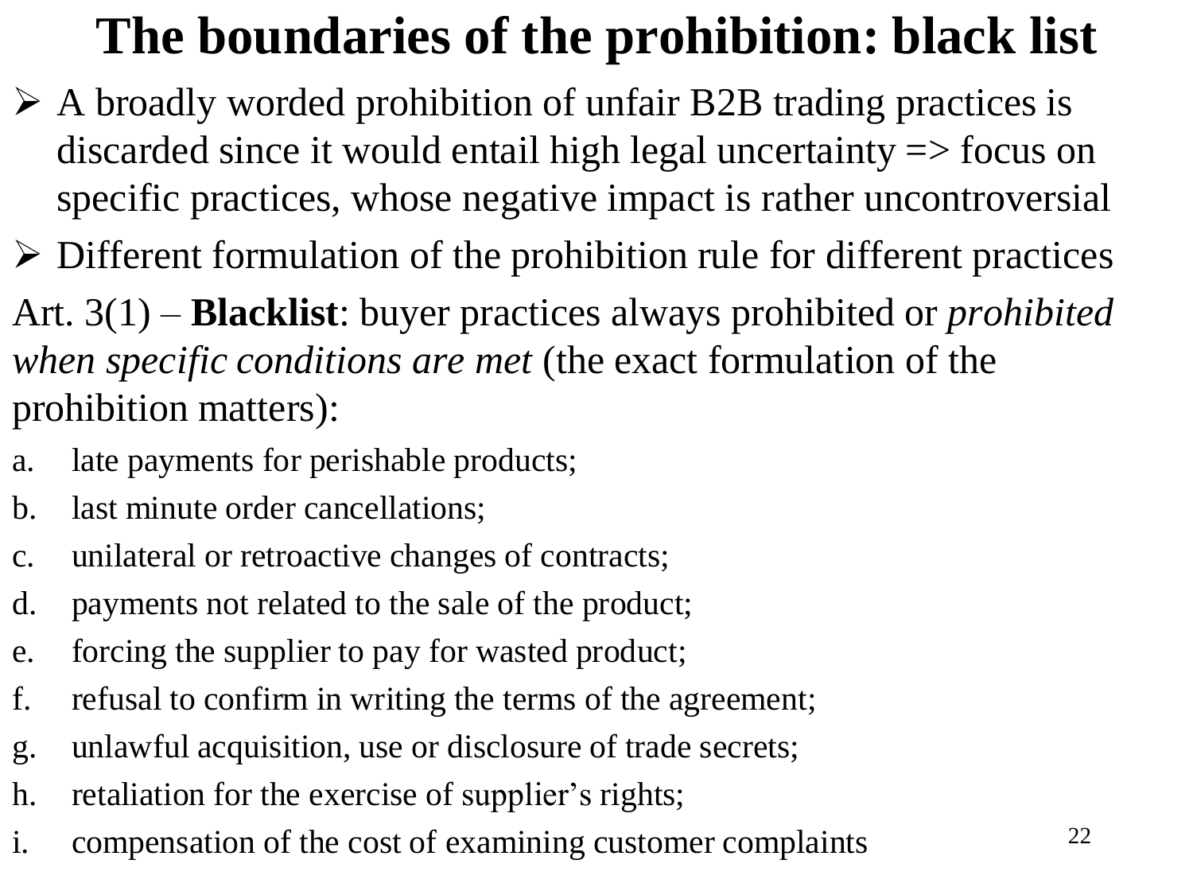# The boundaries of the prohibition: black list

- A broadly worded prohibition of unfair B2B trading practices is discarded since it would entail high legal uncertainty => focus on specific practices, whose negative impact is rather uncontroversial
- Different formulation of the prohibition rule for different practices

Art. 3(1) – **Blacklist**: buyer practices always prohibited or *prohibited when specific conditions are met* (the exact formulation of the prohibition matters):

a. late payments for perishable products;
b. last minute order cancellations;
c. unilateral or retroactive changes of contracts;
d. payments not related to the sale of the product;
e. forcing the supplier to pay for wasted product;
f. refusal to confirm in writing the terms of the agreement;
g. unlawful acquisition, use or disclosure of trade secrets;
h. retaliation for the exercise of supplier's rights;
i. compensation of the cost of examining customer complaints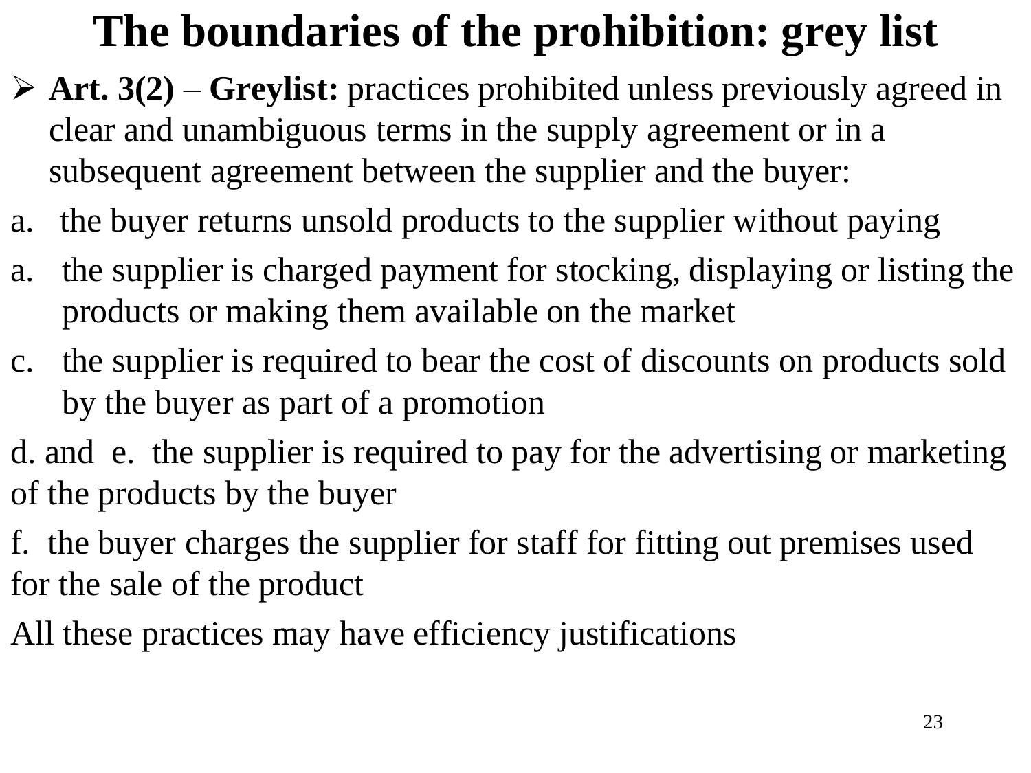# The boundaries of the prohibition: grey list

- **Art. 3(2)** – **Greylist:** practices prohibited unless previously agreed in clear and unambiguous terms in the supply agreement or in a subsequent agreement between the supplier and the buyer:

a. the buyer returns unsold products to the supplier without paying

a. the supplier is charged payment for stocking, displaying or listing the products or making them available on the market

c. the supplier is required to bear the cost of discounts on products sold by the buyer as part of a promotion

d. and e. the supplier is required to pay for the advertising or marketing of the products by the buyer

f. the buyer charges the supplier for staff for fitting out premises used for the sale of the product

All these practices may have efficiency justifications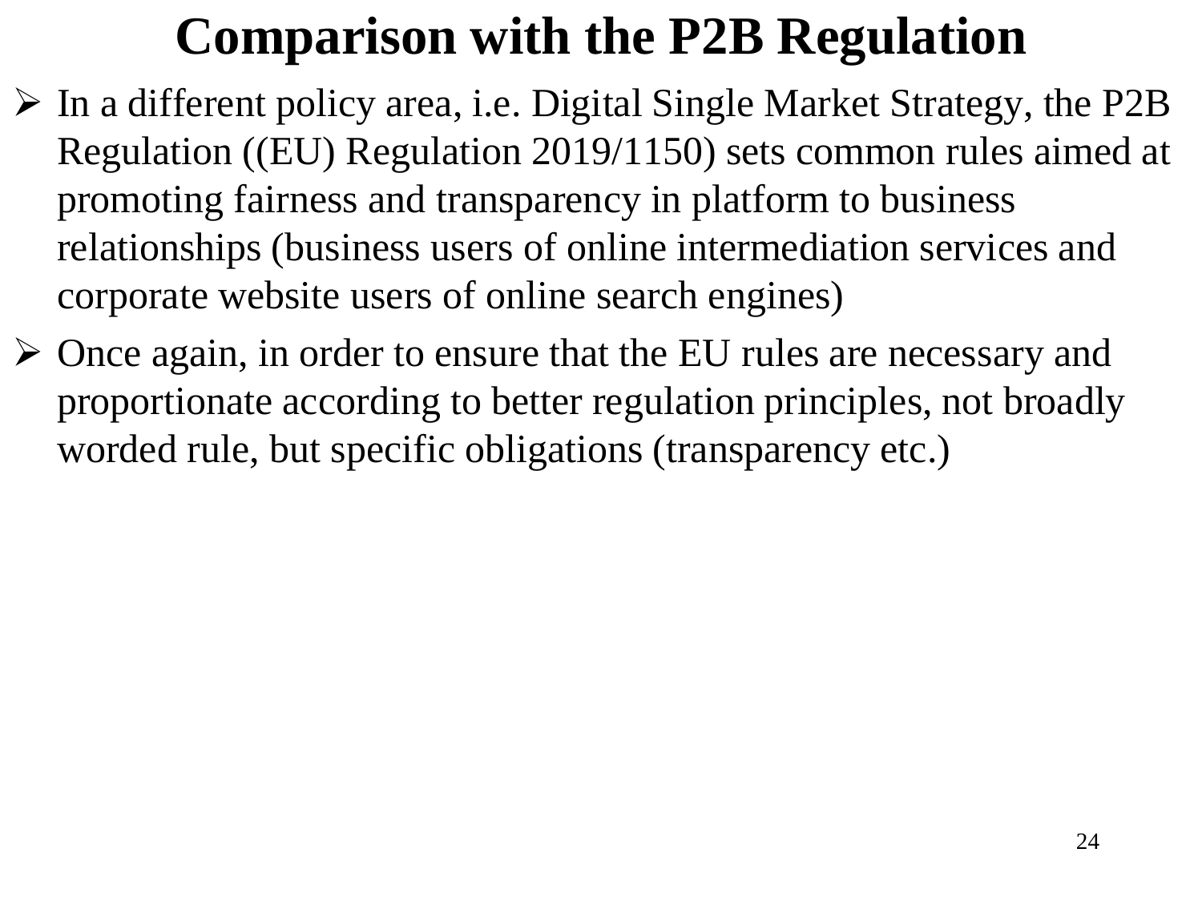# Comparison with the P2B Regulation

- In a different policy area, i.e. Digital Single Market Strategy, the P2B Regulation ((EU) Regulation 2019/1150) sets common rules aimed at promoting fairness and transparency in platform to business relationships (business users of online intermediation services and corporate website users of online search engines)
- Once again, in order to ensure that the EU rules are necessary and proportionate according to better regulation principles, not broadly worded rule, but specific obligations (transparency etc.)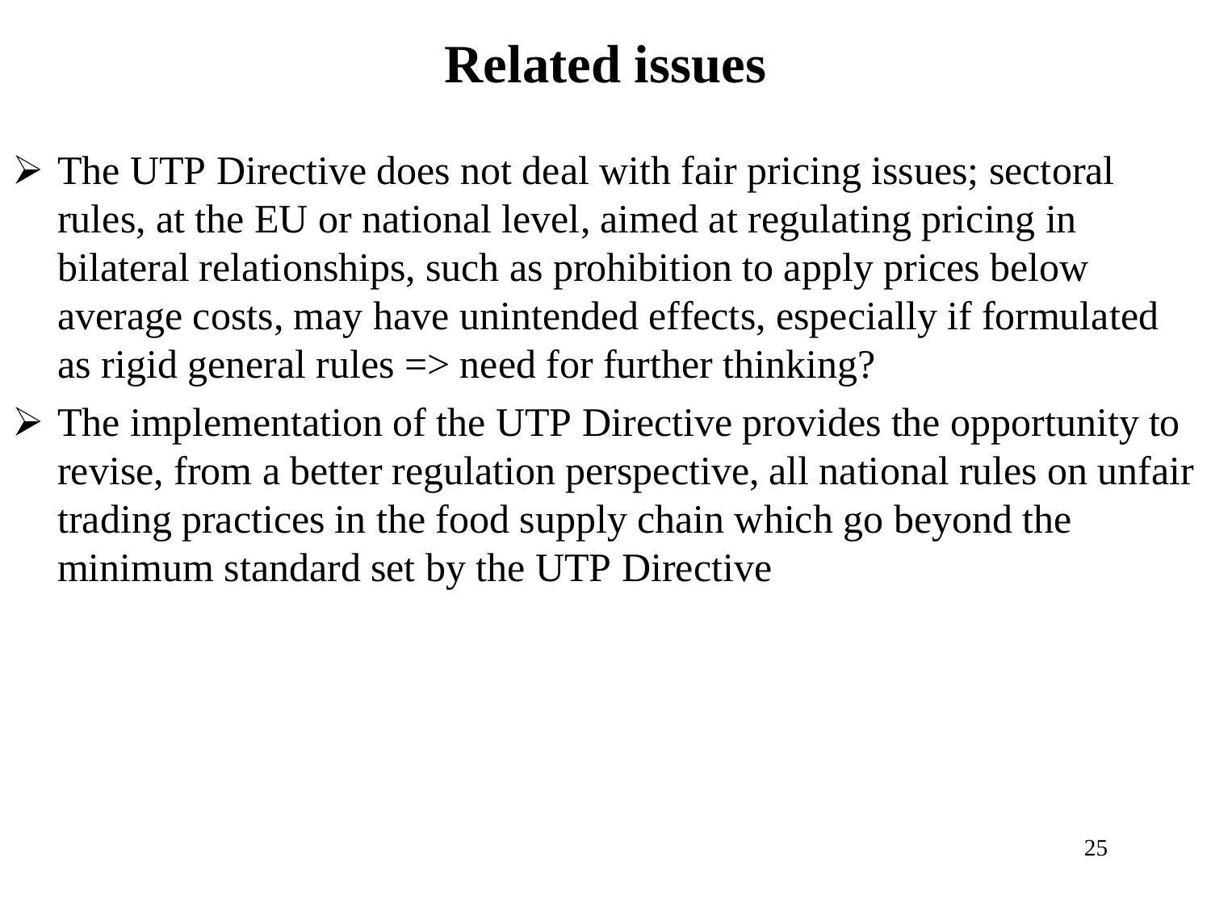# Related issues

- The UTP Directive does not deal with fair pricing issues; sectoral rules, at the EU or national level, aimed at regulating pricing in bilateral relationships, such as prohibition to apply prices below average costs, may have unintended effects, especially if formulated as rigid general rules => need for further thinking?
- The implementation of the UTP Directive provides the opportunity to revise, from a better regulation perspective, all national rules on unfair trading practices in the food supply chain which go beyond the minimum standard set by the UTP Directive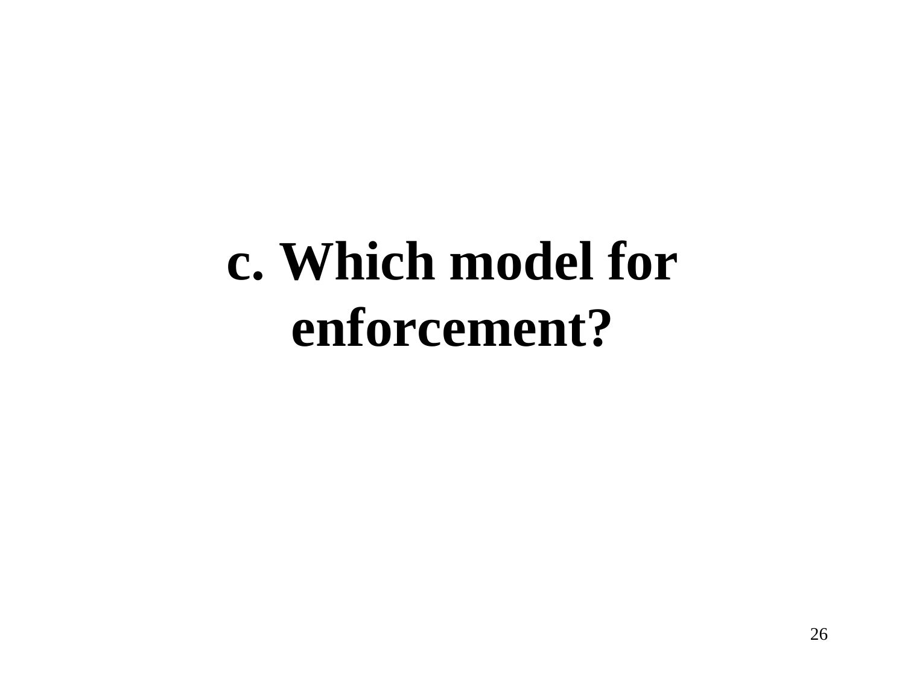# c. Which model for enforcement?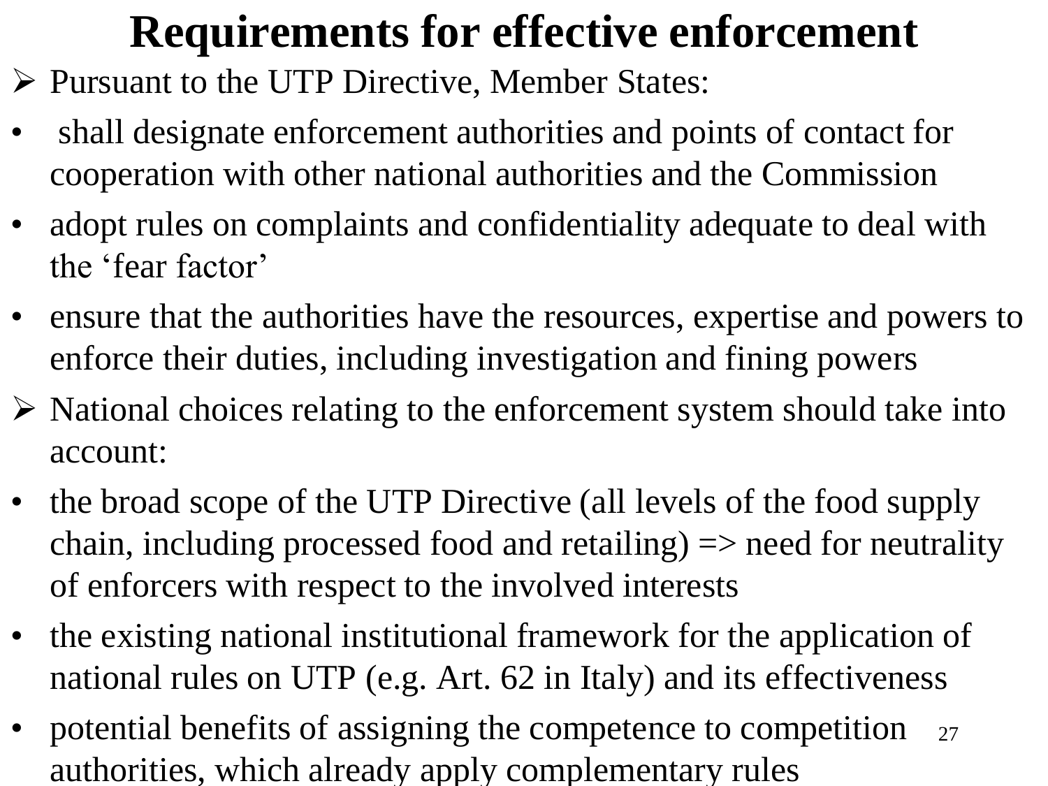# Requirements for effective enforcement

- Pursuant to the UTP Directive, Member States:
  - shall designate enforcement authorities and points of contact for cooperation with other national authorities and the Commission
  - adopt rules on complaints and confidentiality adequate to deal with the 'fear factor'
  - ensure that the authorities have the resources, expertise and powers to enforce their duties, including investigation and fining powers
- National choices relating to the enforcement system should take into account:
  - the broad scope of the UTP Directive (all levels of the food supply chain, including processed food and retailing) => need for neutrality of enforcers with respect to the involved interests
  - the existing national institutional framework for the application of national rules on UTP (e.g. Art. 62 in Italy) and its effectiveness
  - potential benefits of assigning the competence to competition authorities, which already apply complementary rules